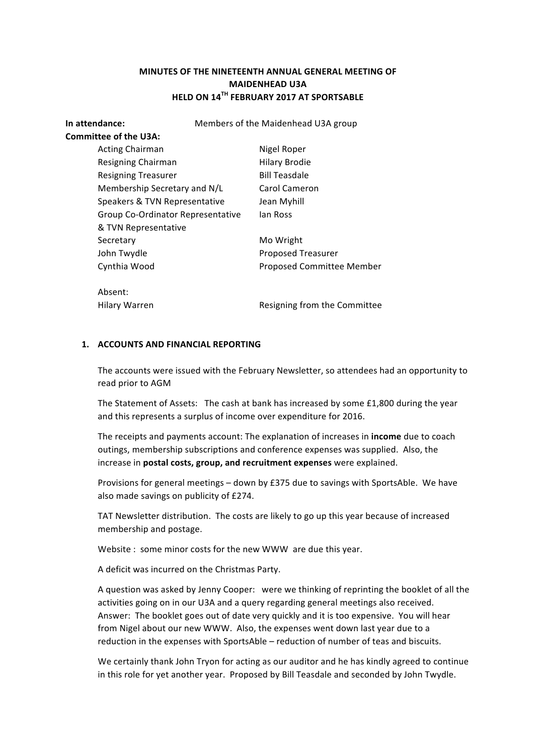**MINUTES OF THE NINETEENTH ANNUAL GENERAL MEETING OF**
**MAIDENHEAD U3A**
**HELD ON 14TH FEBRUARY 2017 AT SPORTSABLE**

**In attendance:** Members of the Maidenhead U3A group

**Committee of the U3A:**

| | |
|---|---|
| Acting Chairman | Nigel Roper |
| Resigning Chairman | Hilary Brodie |
| Resigning Treasurer | Bill Teasdale |
| Membership Secretary and N/L | Carol Cameron |
| Speakers & TVN Representative | Jean Myhill |
| Group Co-Ordinator Representative & TVN Representative | Ian Ross |
| Secretary | Mo Wright |
| John Twydle | Proposed Treasurer |
| Cynthia Wood | Proposed Committee Member |

Absent:

| | |
|---|---|
| Hilary Warren | Resigning from the Committee |

1. **ACCOUNTS AND FINANCIAL REPORTING**

   The accounts were issued with the February Newsletter, so attendees had an opportunity to read prior to AGM

   The Statement of Assets: The cash at bank has increased by some £1,800 during the year and this represents a surplus of income over expenditure for 2016.

   The receipts and payments account: The explanation of increases in **income** due to coach outings, membership subscriptions and conference expenses was supplied. Also, the increase in **postal costs, group, and recruitment expenses** were explained.

   Provisions for general meetings – down by £375 due to savings with SportsAble. We have also made savings on publicity of £274.

   TAT Newsletter distribution. The costs are likely to go up this year because of increased membership and postage.

   Website : some minor costs for the new WWW are due this year.

   A deficit was incurred on the Christmas Party.

   A question was asked by Jenny Cooper: were we thinking of reprinting the booklet of all the activities going on in our U3A and a query regarding general meetings also received. Answer: The booklet goes out of date very quickly and it is too expensive. You will hear from Nigel about our new WWW. Also, the expenses went down last year due to a reduction in the expenses with SportsAble – reduction of number of teas and biscuits.

   We certainly thank John Tryon for acting as our auditor and he has kindly agreed to continue in this role for yet another year. Proposed by Bill Teasdale and seconded by John Twydle.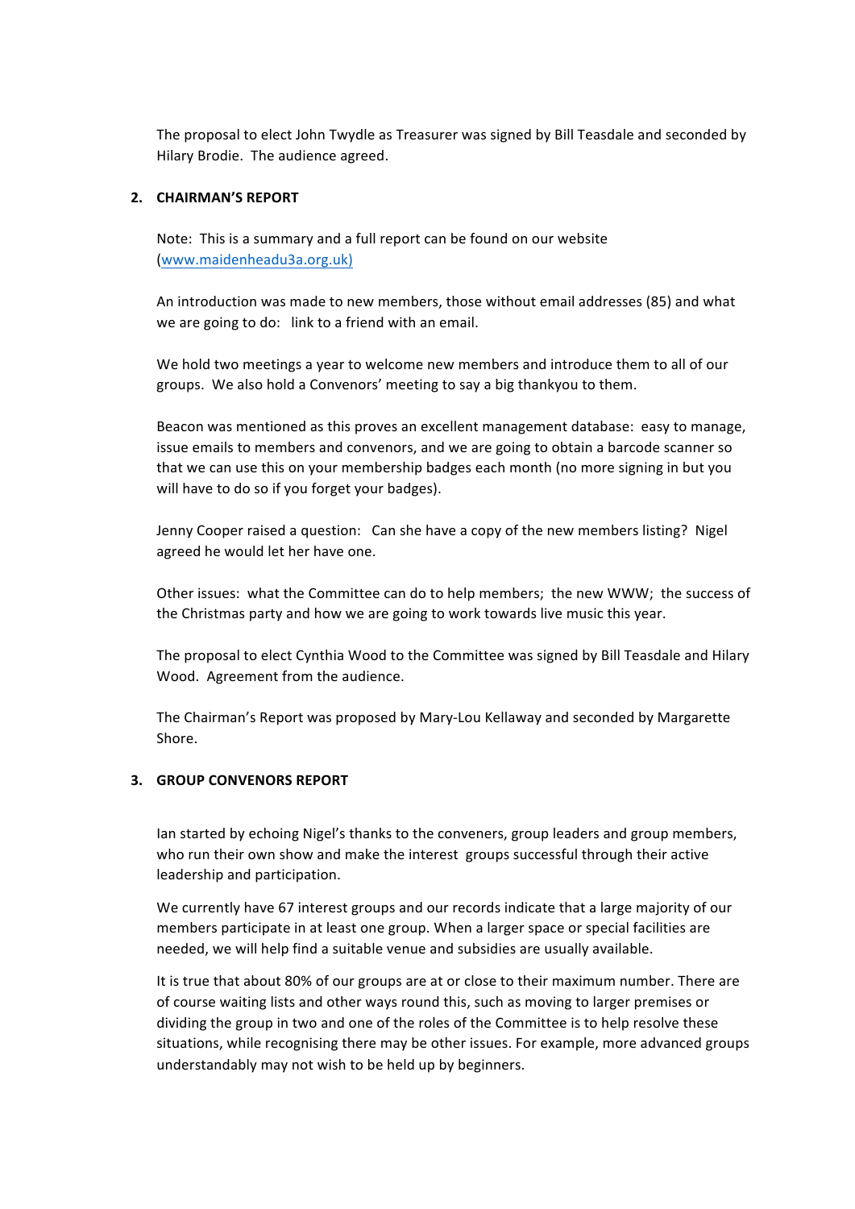The proposal to elect John Twydle as Treasurer was signed by Bill Teasdale and seconded by Hilary Brodie. The audience agreed.

## 2. CHAIRMAN'S REPORT

Note: This is a summary and a full report can be found on our website (www.maidenheadu3a.org.uk)

An introduction was made to new members, those without email addresses (85) and what we are going to do: link to a friend with an email.

We hold two meetings a year to welcome new members and introduce them to all of our groups. We also hold a Convenors' meeting to say a big thankyou to them.

Beacon was mentioned as this proves an excellent management database: easy to manage, issue emails to members and convenors, and we are going to obtain a barcode scanner so that we can use this on your membership badges each month (no more signing in but you will have to do so if you forget your badges).

Jenny Cooper raised a question: Can she have a copy of the new members listing? Nigel agreed he would let her have one.

Other issues: what the Committee can do to help members; the new WWW; the success of the Christmas party and how we are going to work towards live music this year.

The proposal to elect Cynthia Wood to the Committee was signed by Bill Teasdale and Hilary Wood. Agreement from the audience.

The Chairman's Report was proposed by Mary-Lou Kellaway and seconded by Margarette Shore.

## 3. GROUP CONVENORS REPORT

Ian started by echoing Nigel's thanks to the conveners, group leaders and group members, who run their own show and make the interest groups successful through their active leadership and participation.

We currently have 67 interest groups and our records indicate that a large majority of our members participate in at least one group. When a larger space or special facilities are needed, we will help find a suitable venue and subsidies are usually available.

It is true that about 80% of our groups are at or close to their maximum number. There are of course waiting lists and other ways round this, such as moving to larger premises or dividing the group in two and one of the roles of the Committee is to help resolve these situations, while recognising there may be other issues. For example, more advanced groups understandably may not wish to be held up by beginners.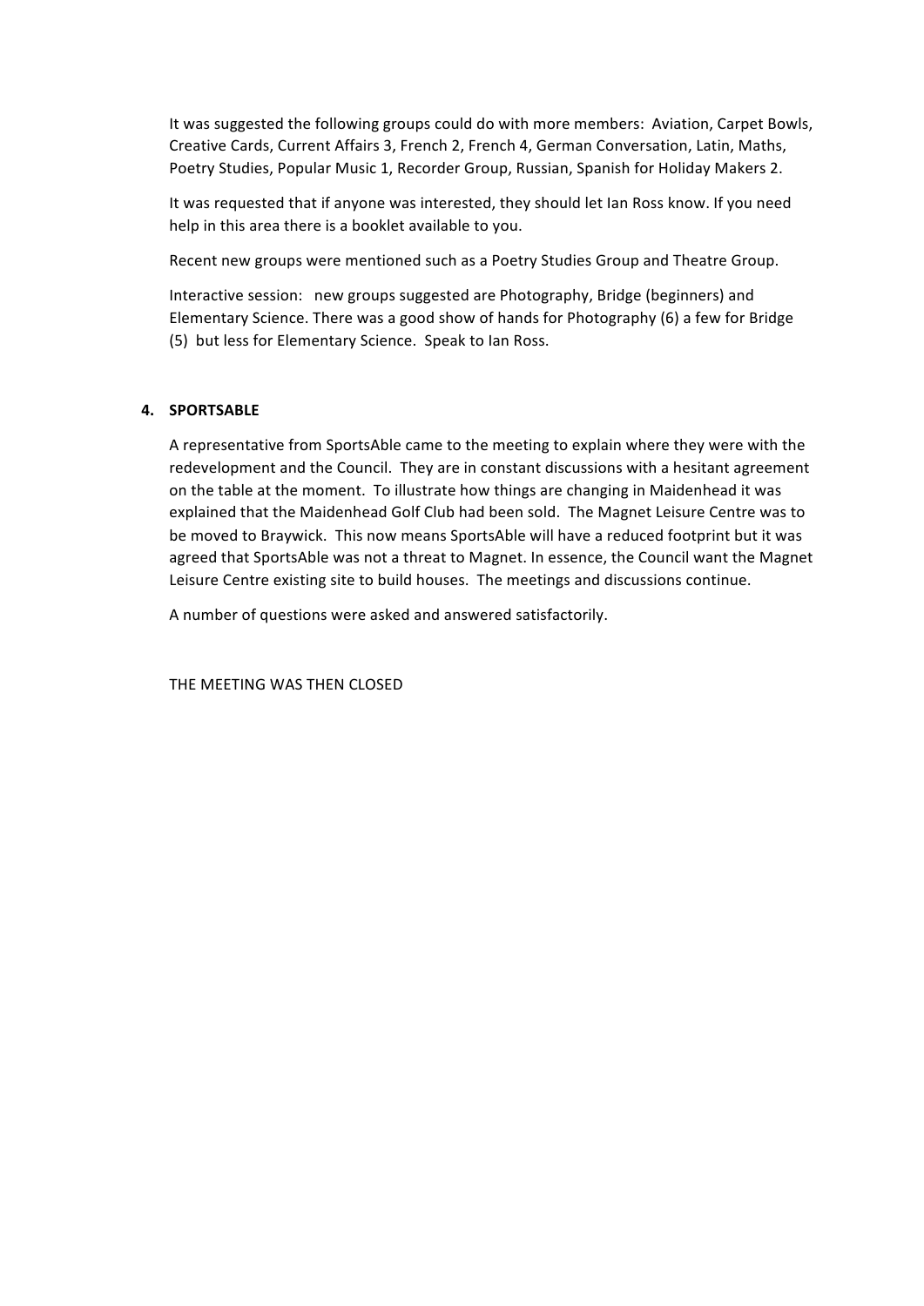It was suggested the following groups could do with more members: Aviation, Carpet Bowls, Creative Cards, Current Affairs 3, French 2, French 4, German Conversation, Latin, Maths, Poetry Studies, Popular Music 1, Recorder Group, Russian, Spanish for Holiday Makers 2.

It was requested that if anyone was interested, they should let Ian Ross know. If you need help in this area there is a booklet available to you.

Recent new groups were mentioned such as a Poetry Studies Group and Theatre Group.

Interactive session: new groups suggested are Photography, Bridge (beginners) and Elementary Science. There was a good show of hands for Photography (6) a few for Bridge (5) but less for Elementary Science. Speak to Ian Ross.

**4. SPORTSABLE**

A representative from SportsAble came to the meeting to explain where they were with the redevelopment and the Council. They are in constant discussions with a hesitant agreement on the table at the moment. To illustrate how things are changing in Maidenhead it was explained that the Maidenhead Golf Club had been sold. The Magnet Leisure Centre was to be moved to Braywick. This now means SportsAble will have a reduced footprint but it was agreed that SportsAble was not a threat to Magnet. In essence, the Council want the Magnet Leisure Centre existing site to build houses. The meetings and discussions continue.

A number of questions were asked and answered satisfactorily.

THE MEETING WAS THEN CLOSED